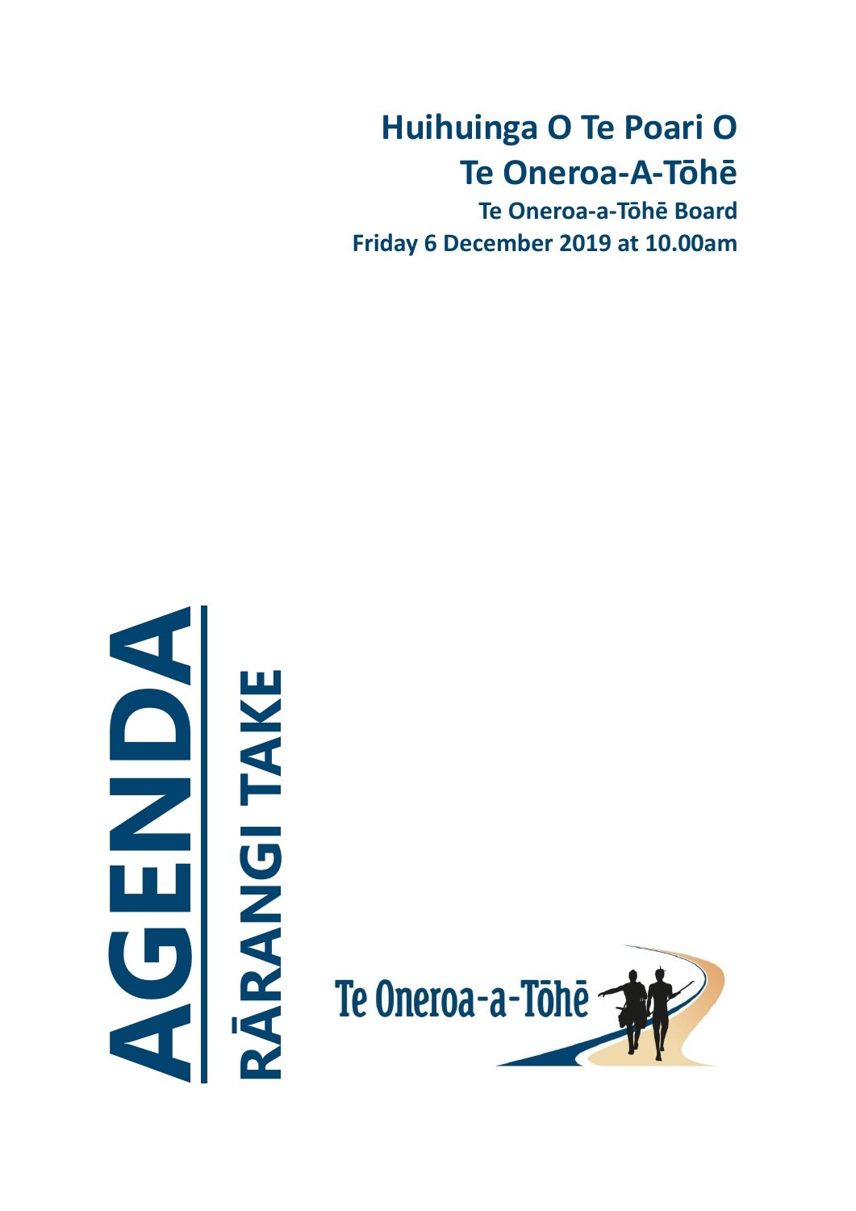# Huihuinga O Te Poari O Te Oneroa-A-Tōhē

**Te Oneroa-a-Tōhē Board**

**Friday 6 December 2019 at 10.00am**

# AGENDA

## RĀRANGI TAKE

Te Oneroa-a-Tōhē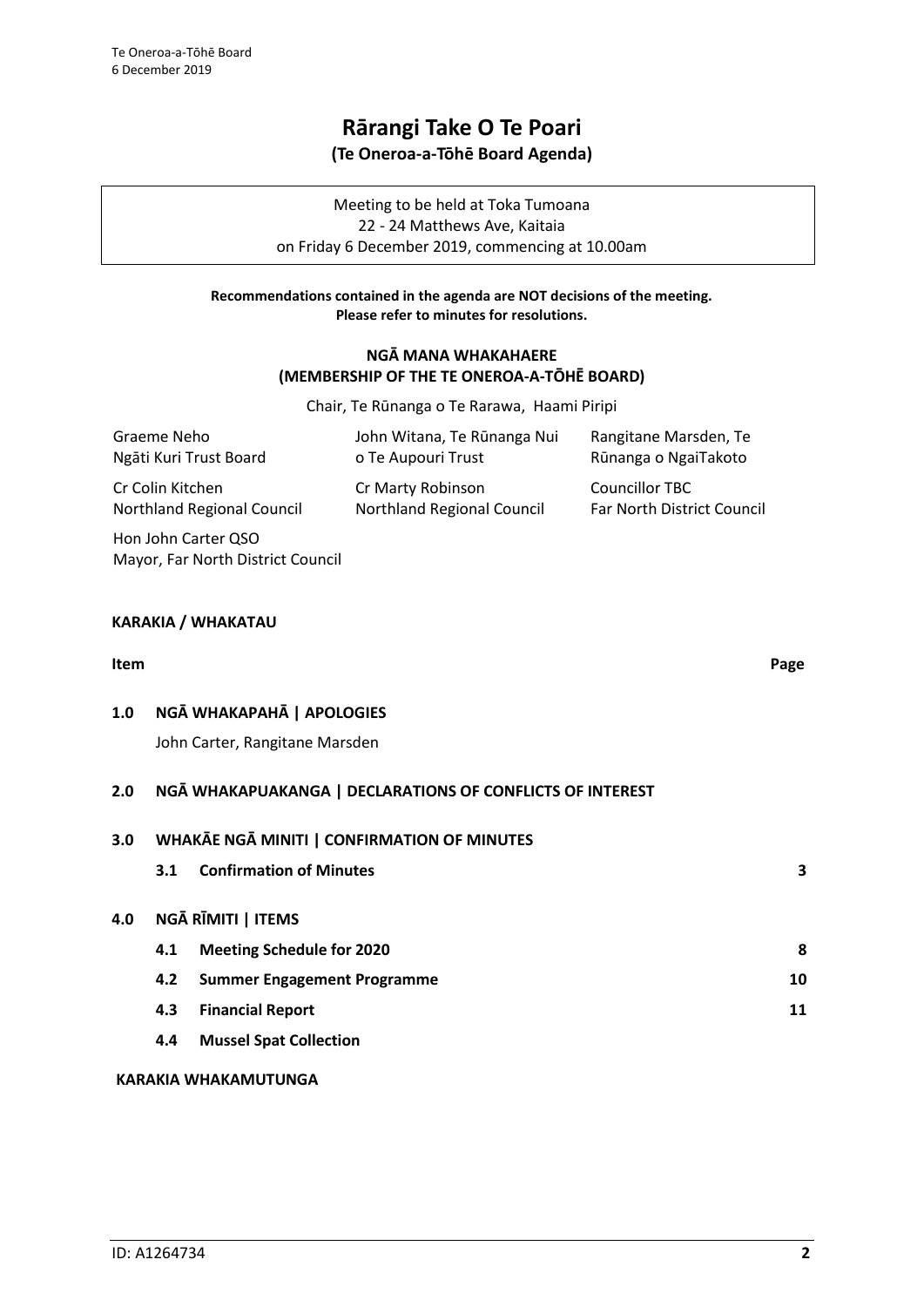# Rārangi Take O Te Poari

**(Te Oneroa-a-Tōhē Board Agenda)**

Meeting to be held at Toka Tumoana
22 - 24 Matthews Ave, Kaitaia
on Friday 6 December 2019, commencing at 10.00am

**Recommendations contained in the agenda are NOT decisions of the meeting. Please refer to minutes for resolutions.**

## NGĀ MANA WHAKAHAERE (MEMBERSHIP OF THE TE ONEROA-A-TŌHĒ BOARD)

Chair, Te Rūnanga o Te Rarawa, Haami Piripi

| | | |
|---|---|---|
| Graeme Neho Ngāti Kuri Trust Board | John Witana, Te Rūnanga Nui o Te Aupouri Trust | Rangitane Marsden, Te Rūnanga o NgaiTakoto |
| Cr Colin Kitchen Northland Regional Council | Cr Marty Robinson Northland Regional Council | Councillor TBC Far North District Council |
| Hon John Carter QSO Mayor, Far North District Council | | |

**KARAKIA / WHAKATAU**

| Item | | | Page |
|---|---|---|---|
| **1.0** | **NGĀ WHAKAPAHĀ \| APOLOGIES** | | |
| | John Carter, Rangitane Marsden | | |
| **2.0** | **NGĀ WHAKAPUAKANGA \| DECLARATIONS OF CONFLICTS OF INTEREST** | | |
| **3.0** | **WHAKĀE NGĀ MINITI \| CONFIRMATION OF MINUTES** | | |
| | **3.1** | **Confirmation of Minutes** | **3** |
| **4.0** | **NGĀ RĪMITI \| ITEMS** | | |
| | **4.1** | **Meeting Schedule for 2020** | **8** |
| | **4.2** | **Summer Engagement Programme** | **10** |
| | **4.3** | **Financial Report** | **11** |
| | **4.4** | **Mussel Spat Collection** | |

**KARAKIA WHAKAMUTUNGA**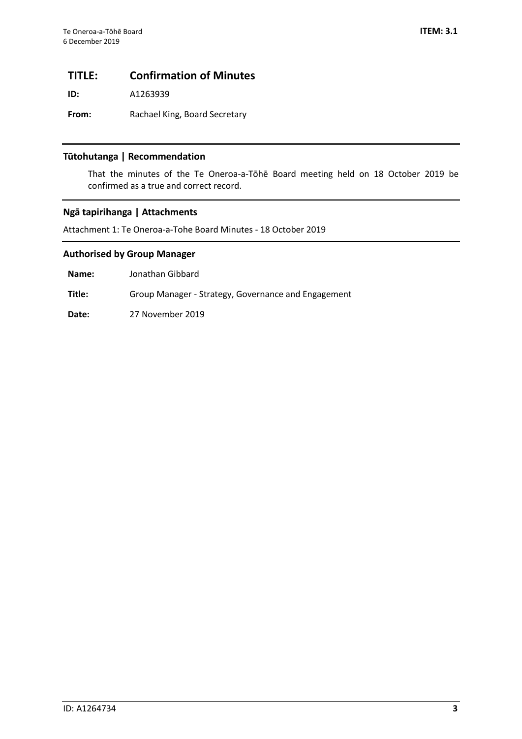# TITLE: Confirmation of Minutes

**ID:** A1263939

**From:** Rachael King, Board Secretary

## Tūtohutanga | Recommendation

That the minutes of the Te Oneroa-a-Tōhē Board meeting held on 18 October 2019 be confirmed as a true and correct record.

## Ngā tapirihanga | Attachments

Attachment 1: Te Oneroa-a-Tohe Board Minutes - 18 October 2019

## Authorised by Group Manager

| | |
|---|---|
| **Name:** | Jonathan Gibbard |
| **Title:** | Group Manager - Strategy, Governance and Engagement |
| **Date:** | 27 November 2019 |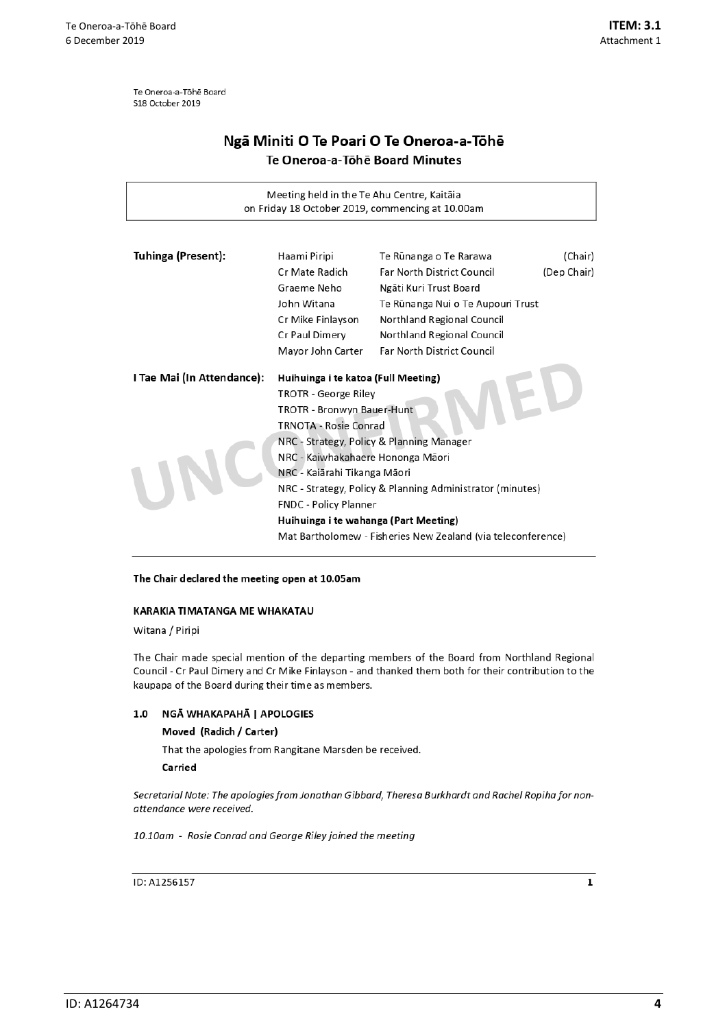Te Oneroa-a-Tōhē Board
S18 October 2019

# Ngā Miniti O Te Poari O Te Oneroa-a-Tōhē

## Te Oneroa-a-Tōhē Board Minutes

Meeting held in the Te Ahu Centre, Kaitāia
on Friday 18 October 2019, commencing at 10.00am

| | | | |
|---|---|---|---|
| **Tuhinga (Present):** | Haami Piripi | Te Rūnanga o Te Rarawa | (Chair) |
| | Cr Mate Radich | Far North District Council | (Dep Chair) |
| | Graeme Neho | Ngāti Kuri Trust Board | |
| | John Witana | Te Rūnanga Nui o Te Aupouri Trust | |
| | Cr Mike Finlayson | Northland Regional Council | |
| | Cr Paul Dimery | Northland Regional Council | |
| | Mayor John Carter | Far North District Council | |

**I Tae Mai (In Attendance):**

**Huihuinga i te katoa (Full Meeting)**
TROTR - George Riley
TROTR - Bronwyn Bauer-Hunt
TRNOTA - Rosie Conrad
NRC - Strategy, Policy & Planning Manager
NRC - Kaiwhakahaere Hononga Māori
NRC - Kaiārahi Tikanga Māori
NRC - Strategy, Policy & Planning Administrator (minutes)
FNDC - Policy Planner

**Huihuinga i te wahanga (Part Meeting)**
Mat Bartholomew - Fisheries New Zealand (via teleconference)

**The Chair declared the meeting open at 10.05am**

**KARAKIA TIMATANGA ME WHAKATAU**

Witana / Piripi

The Chair made special mention of the departing members of the Board from Northland Regional Council - Cr Paul Dimery and Cr Mike Finlayson - and thanked them both for their contribution to the kaupapa of the Board during their time as members.

### 1.0 NGĀ WHAKAPAHĀ | APOLOGIES

**Moved (Radich / Carter)**

That the apologies from Rangitane Marsden be received.

**Carried**

*Secretarial Note: The apologies from Jonathan Gibbard, Theresa Burkhardt and Rachel Ropiha for non-attendance were received.*

*10.10am - Rosie Conrad and George Riley joined the meeting*

ID: A1256157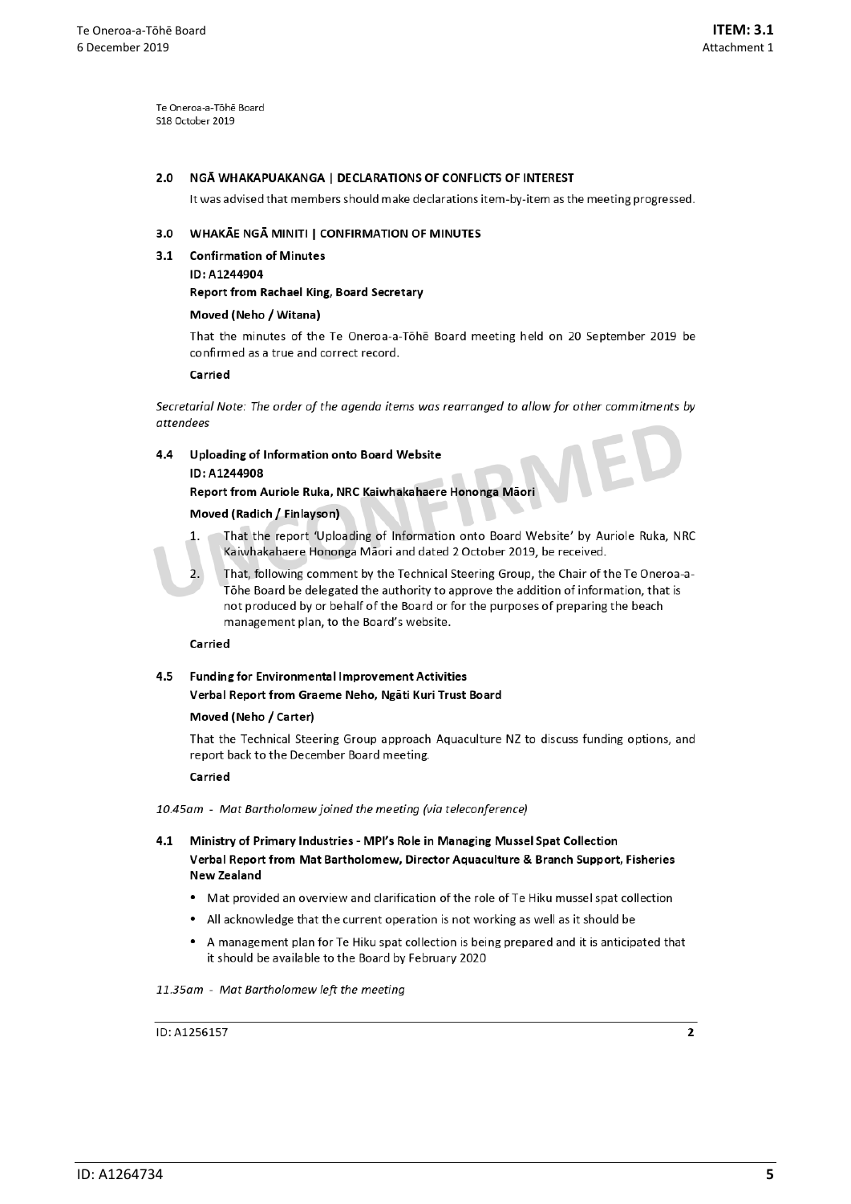Te Oneroa-a-Tōhē Board
S18 October 2019

## 2.0 NGĀ WHAKAPUAKANGA | DECLARATIONS OF CONFLICTS OF INTEREST

It was advised that members should make declarations item-by-item as the meeting progressed.

## 3.0 WHAKĀE NGĀ MINITI | CONFIRMATION OF MINUTES

### 3.1 Confirmation of Minutes

**ID: A1244904**

**Report from Rachael King, Board Secretary**

**Moved (Neho / Witana)**

That the minutes of the Te Oneroa-a-Tōhē Board meeting held on 20 September 2019 be confirmed as a true and correct record.

**Carried**

*Secretarial Note: The order of the agenda items was rearranged to allow for other commitments by attendees*

### 4.4 Uploading of Information onto Board Website

**ID: A1244908**

**Report from Auriole Ruka, NRC Kaiwhakahaere Hononga Māori**

**Moved (Radich / Finlayson)**

1. That the report 'Uploading of Information onto Board Website' by Auriole Ruka, NRC Kaiwhakahaere Hononga Māori and dated 2 October 2019, be received.
2. That, following comment by the Technical Steering Group, the Chair of the Te Oneroa-a-Tōhe Board be delegated the authority to approve the addition of information, that is not produced by or behalf of the Board or for the purposes of preparing the beach management plan, to the Board's website.

**Carried**

### 4.5 Funding for Environmental Improvement Activities

**Verbal Report from Graeme Neho, Ngāti Kuri Trust Board**

**Moved (Neho / Carter)**

That the Technical Steering Group approach Aquaculture NZ to discuss funding options, and report back to the December Board meeting.

**Carried**

*10.45am - Mat Bartholomew joined the meeting (via teleconference)*

### 4.1 Ministry of Primary Industries - MPI's Role in Managing Mussel Spat Collection

**Verbal Report from Mat Bartholomew, Director Aquaculture & Branch Support, Fisheries New Zealand**

- Mat provided an overview and clarification of the role of Te Hiku mussel spat collection
- All acknowledge that the current operation is not working as well as it should be
- A management plan for Te Hiku spat collection is being prepared and it is anticipated that it should be available to the Board by February 2020

*11.35am - Mat Bartholomew left the meeting*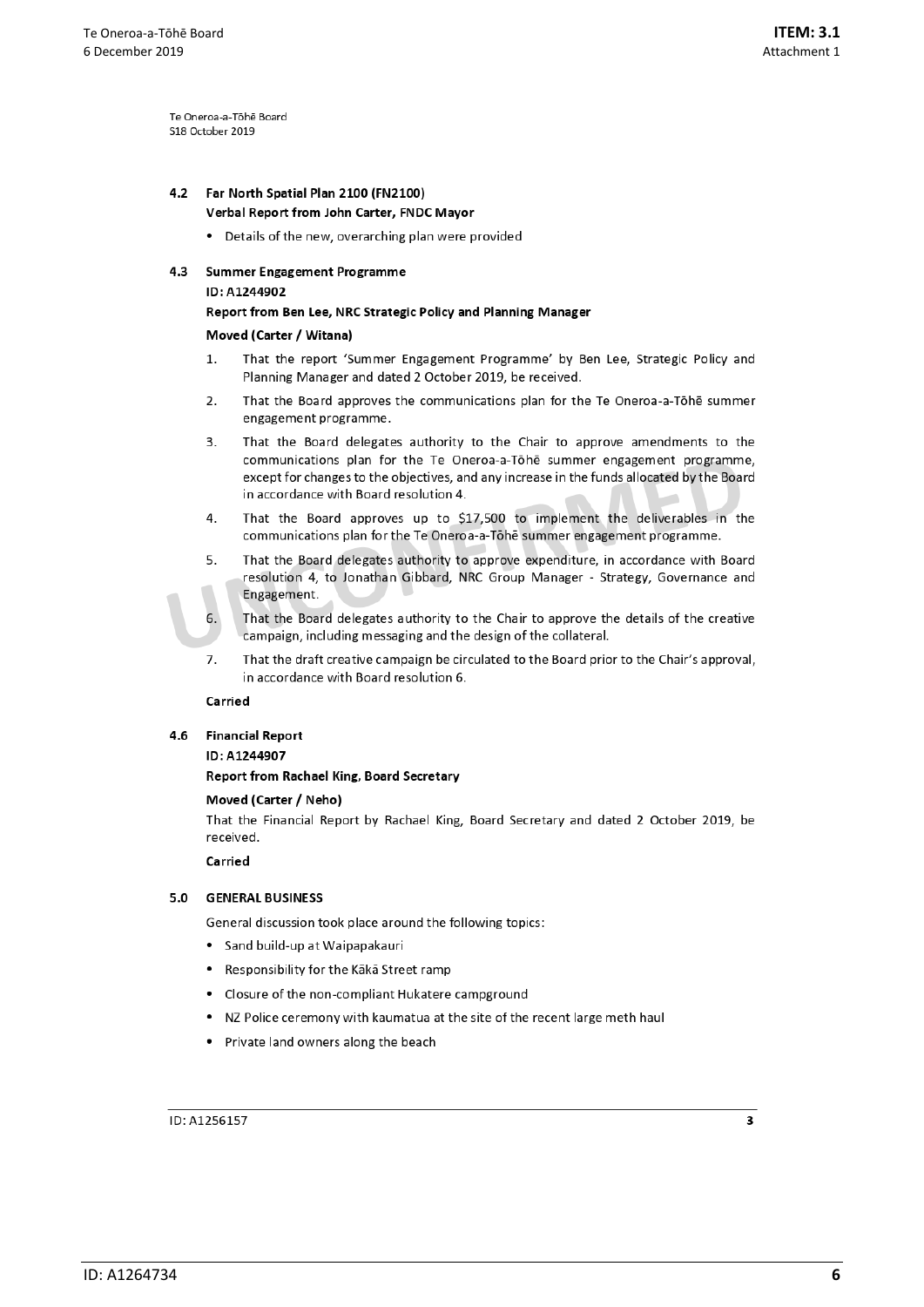Te Oneroa-a-Tōhē Board
S18 October 2019

### 4.2 Far North Spatial Plan 2100 (FN2100)

**Verbal Report from John Carter, FNDC Mayor**

- Details of the new, overarching plan were provided

### 4.3 Summer Engagement Programme

**ID: A1244902**

**Report from Ben Lee, NRC Strategic Policy and Planning Manager**

**Moved (Carter / Witana)**

1. That the report 'Summer Engagement Programme' by Ben Lee, Strategic Policy and Planning Manager and dated 2 October 2019, be received.
2. That the Board approves the communications plan for the Te Oneroa-a-Tōhē summer engagement programme.
3. That the Board delegates authority to the Chair to approve amendments to the communications plan for the Te Oneroa-a-Tōhē summer engagement programme, except for changes to the objectives, and any increase in the funds allocated by the Board in accordance with Board resolution 4.
4. That the Board approves up to $17,500 to implement the deliverables in the communications plan for the Te Oneroa-a-Tōhē summer engagement programme.
5. That the Board delegates authority to approve expenditure, in accordance with Board resolution 4, to Jonathan Gibbard, NRC Group Manager - Strategy, Governance and Engagement.
6. That the Board delegates authority to the Chair to approve the details of the creative campaign, including messaging and the design of the collateral.
7. That the draft creative campaign be circulated to the Board prior to the Chair's approval, in accordance with Board resolution 6.

**Carried**

### 4.6 Financial Report

**ID: A1244907**

**Report from Rachael King, Board Secretary**

**Moved (Carter / Neho)**

That the Financial Report by Rachael King, Board Secretary and dated 2 October 2019, be received.

**Carried**

## 5.0 GENERAL BUSINESS

General discussion took place around the following topics:

- Sand build-up at Waipapakauri
- Responsibility for the Kākā Street ramp
- Closure of the non-compliant Hukatere campground
- NZ Police ceremony with kaumatua at the site of the recent large meth haul
- Private land owners along the beach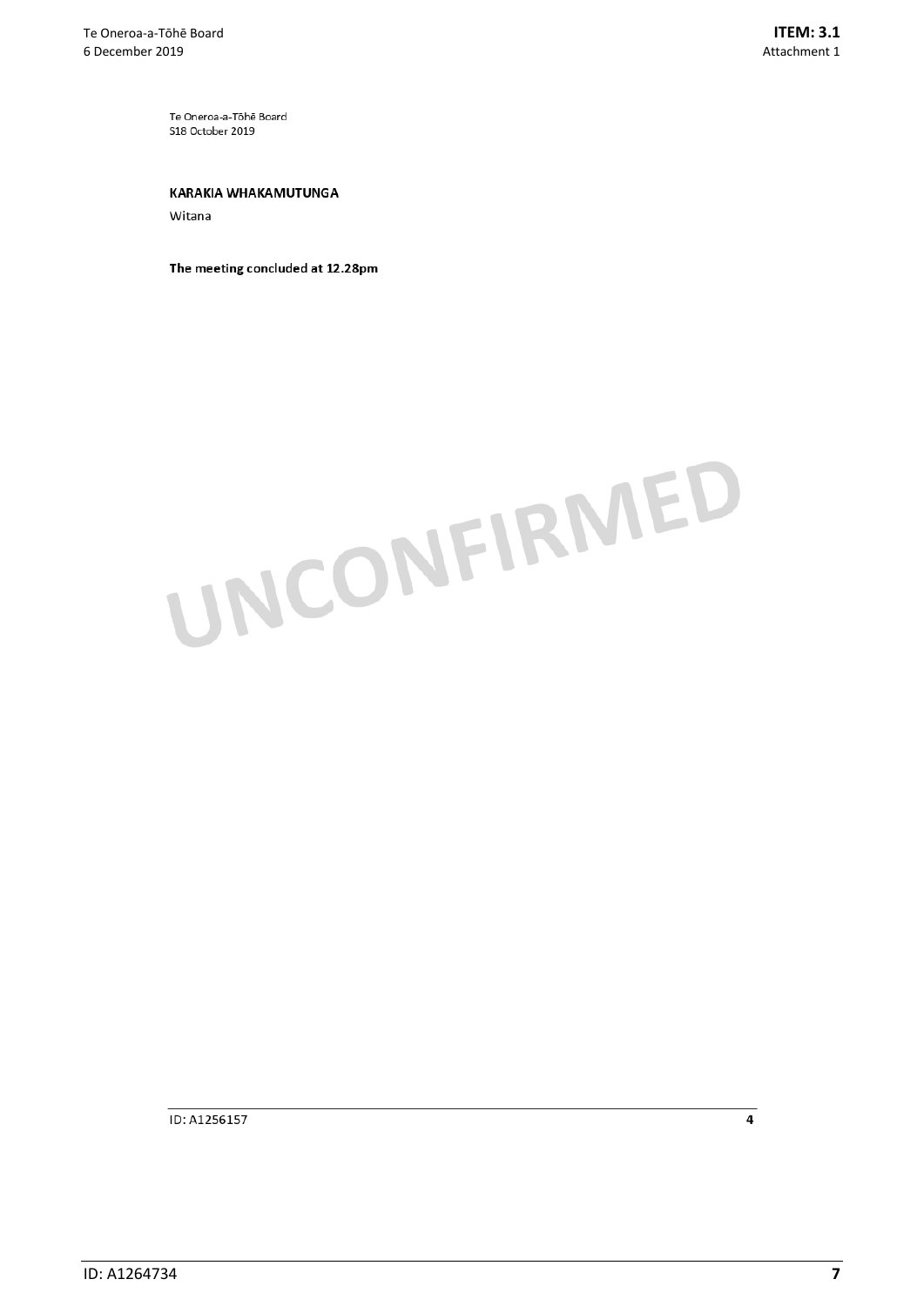## KARAKIA WHAKAMUTUNGA

Witana

**The meeting concluded at 12.28pm**

UNCONFIRMED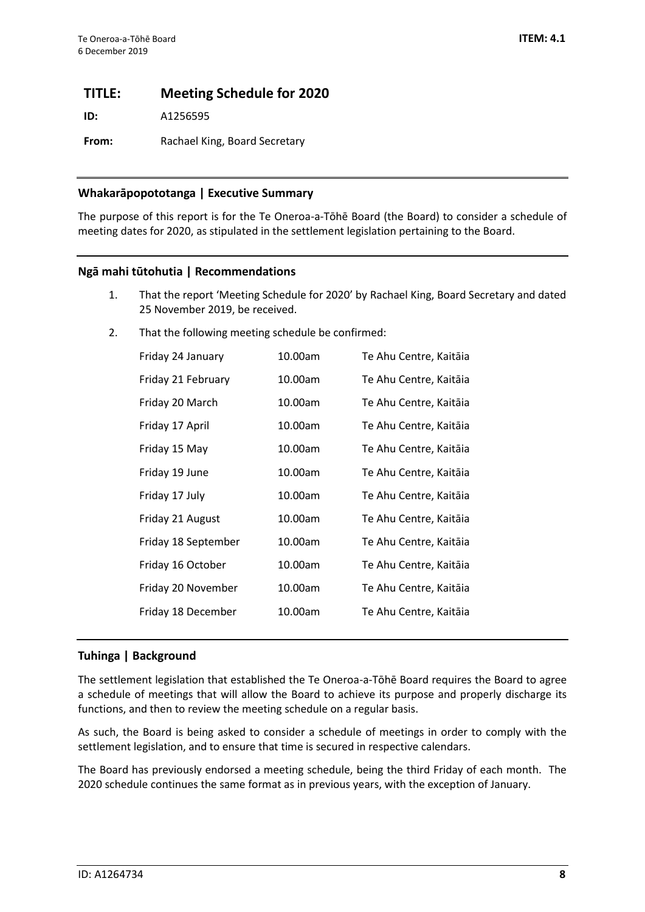# TITLE: Meeting Schedule for 2020

**ID:** A1256595

**From:** Rachael King, Board Secretary

## Whakarāpopototanga | Executive Summary

The purpose of this report is for the Te Oneroa-a-Tōhē Board (the Board) to consider a schedule of meeting dates for 2020, as stipulated in the settlement legislation pertaining to the Board.

## Ngā mahi tūtohutia | Recommendations

1. That the report 'Meeting Schedule for 2020' by Rachael King, Board Secretary and dated 25 November 2019, be received.
2. That the following meeting schedule be confirmed:

| Date | Time | Venue |
|---|---|---|
| Friday 24 January | 10.00am | Te Ahu Centre, Kaitāia |
| Friday 21 February | 10.00am | Te Ahu Centre, Kaitāia |
| Friday 20 March | 10.00am | Te Ahu Centre, Kaitāia |
| Friday 17 April | 10.00am | Te Ahu Centre, Kaitāia |
| Friday 15 May | 10.00am | Te Ahu Centre, Kaitāia |
| Friday 19 June | 10.00am | Te Ahu Centre, Kaitāia |
| Friday 17 July | 10.00am | Te Ahu Centre, Kaitāia |
| Friday 21 August | 10.00am | Te Ahu Centre, Kaitāia |
| Friday 18 September | 10.00am | Te Ahu Centre, Kaitāia |
| Friday 16 October | 10.00am | Te Ahu Centre, Kaitāia |
| Friday 20 November | 10.00am | Te Ahu Centre, Kaitāia |
| Friday 18 December | 10.00am | Te Ahu Centre, Kaitāia |

## Tuhinga | Background

The settlement legislation that established the Te Oneroa-a-Tōhē Board requires the Board to agree a schedule of meetings that will allow the Board to achieve its purpose and properly discharge its functions, and then to review the meeting schedule on a regular basis.

As such, the Board is being asked to consider a schedule of meetings in order to comply with the settlement legislation, and to ensure that time is secured in respective calendars.

The Board has previously endorsed a meeting schedule, being the third Friday of each month. The 2020 schedule continues the same format as in previous years, with the exception of January.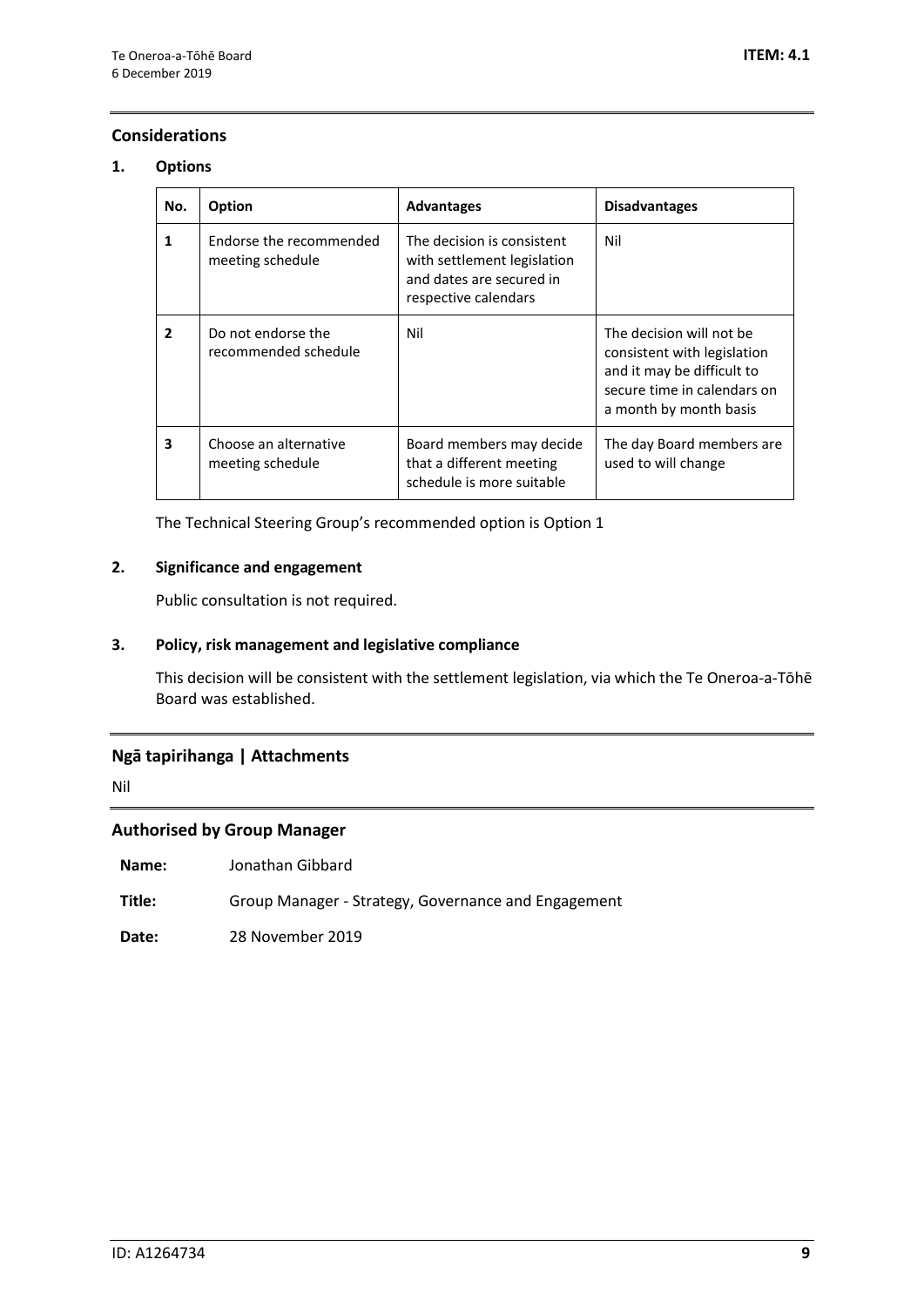## Considerations

### 1. Options

| No. | Option | Advantages | Disadvantages |
|---|---|---|---|
| **1** | Endorse the recommended meeting schedule | The decision is consistent with settlement legislation and dates are secured in respective calendars | Nil |
| **2** | Do not endorse the recommended schedule | Nil | The decision will not be consistent with legislation and it may be difficult to secure time in calendars on a month by month basis |
| **3** | Choose an alternative meeting schedule | Board members may decide that a different meeting schedule is more suitable | The day Board members are used to will change |

The Technical Steering Group's recommended option is Option 1

### 2. Significance and engagement

Public consultation is not required.

### 3. Policy, risk management and legislative compliance

This decision will be consistent with the settlement legislation, via which the Te Oneroa-a-Tōhē Board was established.

## Ngā tapirihanga | Attachments

Nil

## Authorised by Group Manager

**Name:** Jonathan Gibbard

**Title:** Group Manager - Strategy, Governance and Engagement

**Date:** 28 November 2019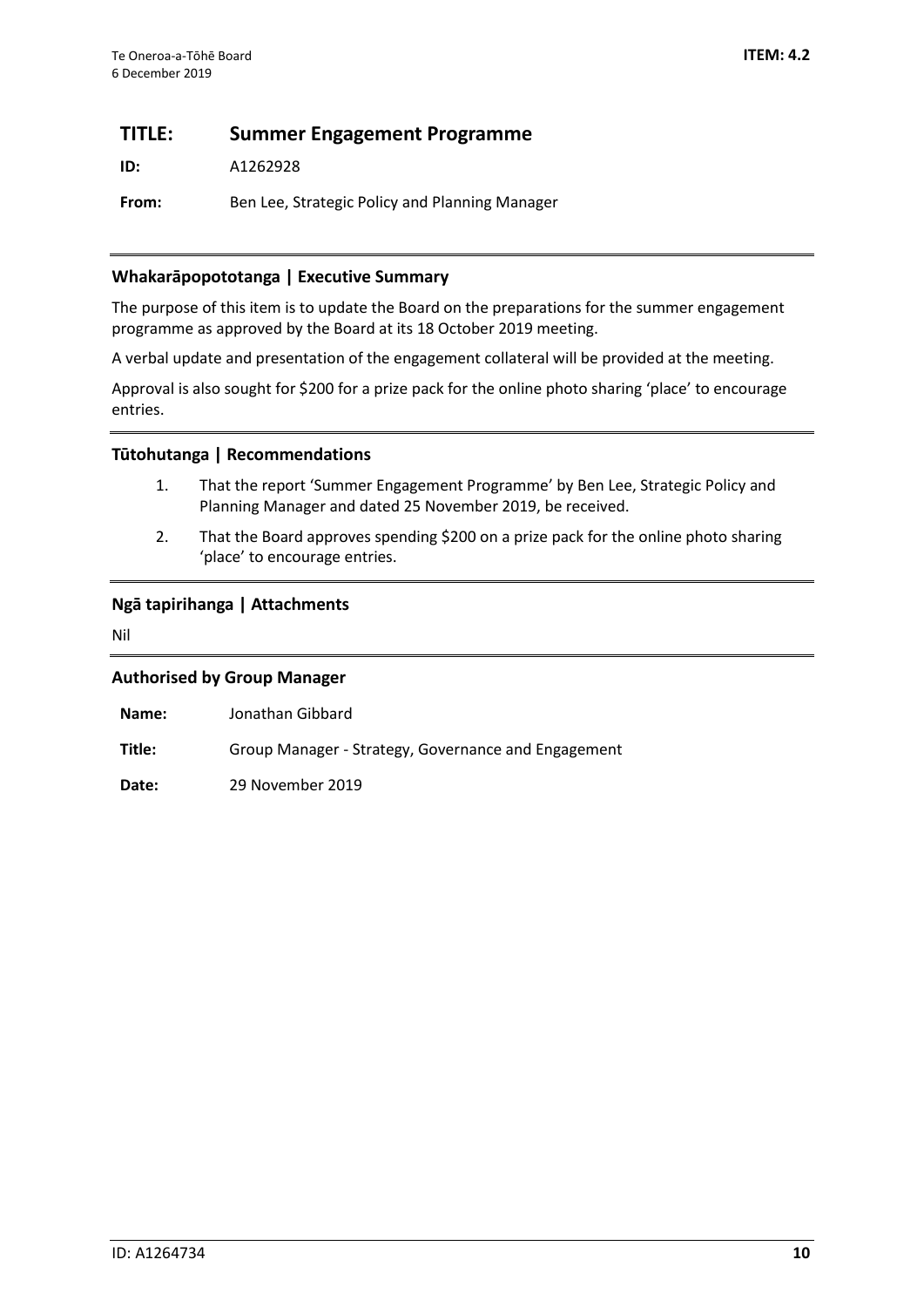## TITLE: Summer Engagement Programme

**ID:** A1262928

**From:** Ben Lee, Strategic Policy and Planning Manager

---

### Whakarāpopototanga | Executive Summary

The purpose of this item is to update the Board on the preparations for the summer engagement programme as approved by the Board at its 18 October 2019 meeting.

A verbal update and presentation of the engagement collateral will be provided at the meeting.

Approval is also sought for $200 for a prize pack for the online photo sharing 'place' to encourage entries.

---

### Tūtohutanga | Recommendations

1. That the report 'Summer Engagement Programme' by Ben Lee, Strategic Policy and Planning Manager and dated 25 November 2019, be received.
2. That the Board approves spending $200 on a prize pack for the online photo sharing 'place' to encourage entries.

---

### Ngā tapirihanga | Attachments

Nil

---

### Authorised by Group Manager

**Name:** Jonathan Gibbard

**Title:** Group Manager - Strategy, Governance and Engagement

**Date:** 29 November 2019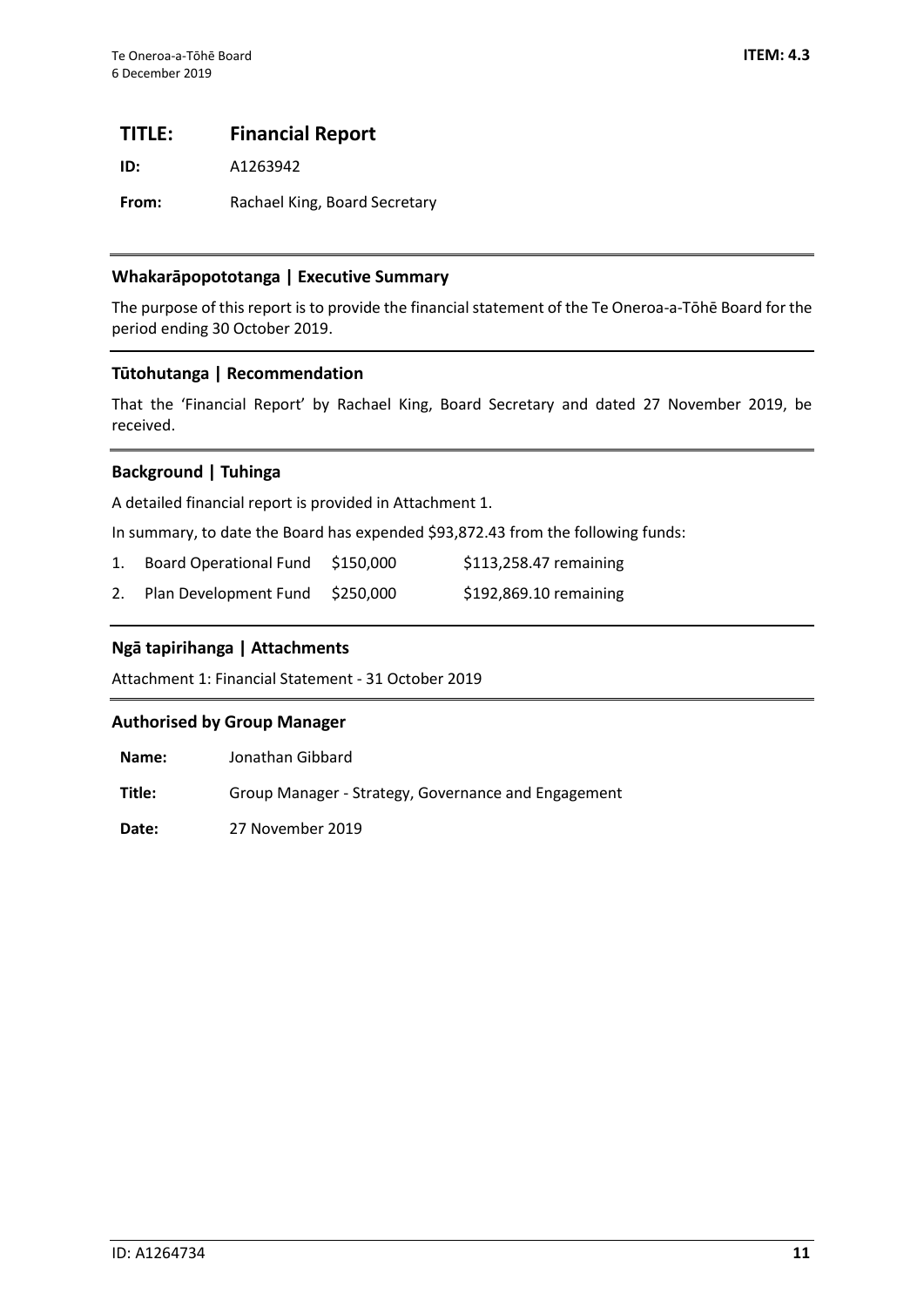## TITLE: Financial Report

**ID:** A1263942

**From:** Rachael King, Board Secretary

### Whakarāpopototanga | Executive Summary

The purpose of this report is to provide the financial statement of the Te Oneroa-a-Tōhē Board for the period ending 30 October 2019.

### Tūtohutanga | Recommendation

That the 'Financial Report' by Rachael King, Board Secretary and dated 27 November 2019, be received.

### Background | Tuhinga

A detailed financial report is provided in Attachment 1.

In summary, to date the Board has expended $93,872.43 from the following funds:

1. Board Operational Fund $150,000 $113,258.47 remaining
2. Plan Development Fund $250,000 $192,869.10 remaining

### Ngā tapirihanga | Attachments

Attachment 1: Financial Statement - 31 October 2019

### Authorised by Group Manager

**Name:** Jonathan Gibbard

**Title:** Group Manager - Strategy, Governance and Engagement

**Date:** 27 November 2019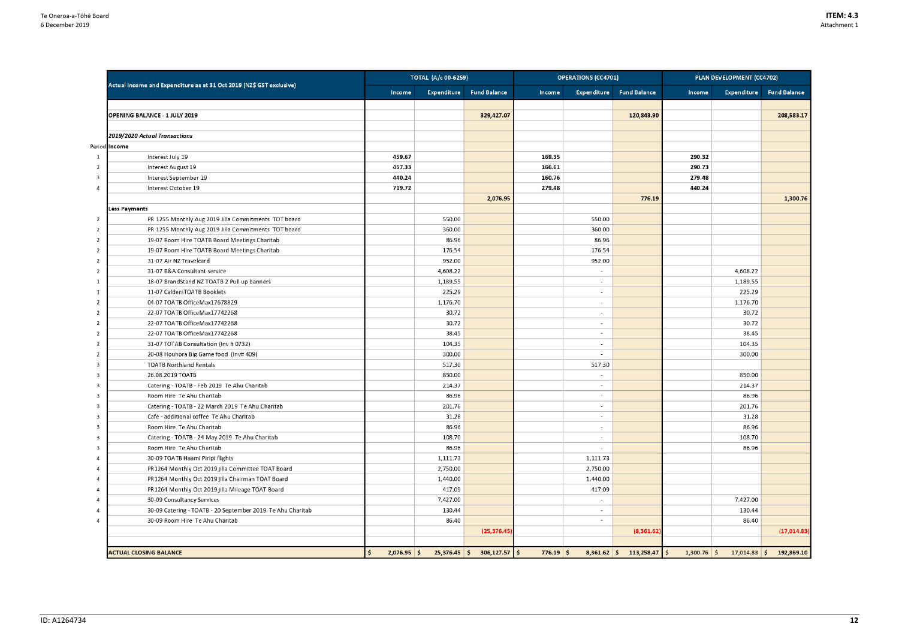| Period | Actual Income and Expenditure as at 31 Oct 2019 (NZ$ GST exclusive) | TOTAL (A/c 00-6259) | | | OPERATIONS (CC4701) | | | PLAN DEVELOPMENT (CC4702) | | |
|---|---|---|---|---|---|---|---|---|---|---|
| | | Income | Expenditure | Fund Balance | Income | Expenditure | Fund Balance | Income | Expenditure | Fund Balance |
| | **OPENING BALANCE - 1 JULY 2019** | | | **329,427.07** | | | **120,843.90** | | | **208,583.17** |
| | ***2019/2020 Actual Transactions*** | | | | | | | | | |
| | **Income** | | | | | | | | | |
| 1 | Interest July 19 | **459.67** | | | **169.35** | | | **290.32** | | |
| 2 | Interest August 19 | **457.33** | | | **166.61** | | | **290.73** | | |
| 3 | Interest September 19 | **440.24** | | | **160.76** | | | **279.48** | | |
| 4 | Interest October 19 | **719.72** | | | **279.48** | | | **440.24** | | |
| | | | | **2,076.95** | | | **776.19** | | | **1,300.76** |
| | **Less Payments** | | | | | | | | | |
| 2 | PR 1255 Monthly Aug 2019 Jilla Commitments TOT board | | 550.00 | | | 550.00 | | | | |
| 2 | PR 1255 Monthly Aug 2019 Jilla Commitments TOT board | | 360.00 | | | 360.00 | | | | |
| 2 | 19-07 Room Hire TOATB Board Meetings Charitab | | 86.96 | | | 86.96 | | | | |
| 2 | 19-07 Room Hire TOATB Board Meetings Charitab | | 176.54 | | | 176.54 | | | | |
| 2 | 31-07 Air NZ Travelcard | | 952.00 | | | 952.00 | | | | |
| 2 | 31-07 B&A Consultant service | | 4,608.22 | | | - | | | 4,608.22 | |
| 1 | 18-07 BrandStand NZ TOATB 2 Pull up banners | | 1,189.55 | | | - | | | 1,189.55 | |
| 1 | 11-07 CaldersTOATB Booklets | | 225.29 | | | - | | | 225.29 | |
| 2 | 04-07 TOATB OfficeMax17678829 | | 1,176.70 | | | - | | | 1,176.70 | |
| 2 | 22-07 TOATB OfficeMax17742268 | | 30.72 | | | - | | | 30.72 | |
| 2 | 22-07 TOATB OfficeMax17742268 | | 30.72 | | | - | | | 30.72 | |
| 2 | 22-07 TOATB OfficeMax17742268 | | 38.45 | | | - | | | 38.45 | |
| 2 | 31-07 TOTAB Consultation (inv # 0732) | | 104.35 | | | - | | | 104.35 | |
| 2 | 20-08 Houhora Big Game food (Inv# 409) | | 300.00 | | | - | | | 300.00 | |
| 3 | TOATB Northland Rentals | | 517.30 | | | 517.30 | | | | |
| 3 | 26.08.2019 TOATB | | 850.00 | | | - | | | 850.00 | |
| 3 | Catering - TOATB - Feb 2019 Te Ahu Charitab | | 214.37 | | | - | | | 214.37 | |
| 3 | Room Hire Te Ahu Charitab | | 86.96 | | | - | | | 86.96 | |
| 3 | Catering - TOATB - 22 March 2019 Te Ahu Charitab | | 201.76 | | | - | | | 201.76 | |
| 3 | Cafe - additional coffee Te Ahu Charitab | | 31.28 | | | - | | | 31.28 | |
| 3 | Room Hire Te Ahu Charitab | | 86.96 | | | - | | | 86.96 | |
| 3 | Catering - TOATB - 24 May 2019 Te Ahu Charitab | | 108.70 | | | - | | | 108.70 | |
| 3 | Room Hire Te Ahu Charitab | | 86.96 | | | - | | | 86.96 | |
| 4 | 30-09 TOATB Haami Piripi flights | | 1,111.73 | | | 1,111.73 | | | | |
| 4 | PR1264 Monthly Oct 2019 jilla Committee TOAT Board | | 2,750.00 | | | 2,750.00 | | | | |
| 4 | PR1264 Monthly Oct 2019 jilla Chairman TOAT Board | | 1,440.00 | | | 1,440.00 | | | | |
| 4 | PR1264 Monthly Oct 2019 jilla Mileage TOAT Board | | 417.09 | | | 417.09 | | | | |
| 4 | 30-09 Consultancy Services | | 7,427.00 | | | - | | | 7,427.00 | |
| 4 | 30-09 Catering - TOATB - 20 September 2019 Te Ahu Charitab | | 130.44 | | | - | | | 130.44 | |
| 4 | 30-09 Room Hire Te Ahu Charitab | | 86.40 | | | - | | | 86.40 | |
| | | | | **(25,376.45)** | | | **(8,361.62)** | | | **(17,014.83)** |
| | **ACTUAL CLOSING BALANCE** | $ 2,076.95 | $ 25,376.45 | $ 306,127.57 | $ 776.19 | $ 8,361.62 | $ 113,258.47 | $ 1,300.76 | $ 17,014.83 | $ 192,869.10 |